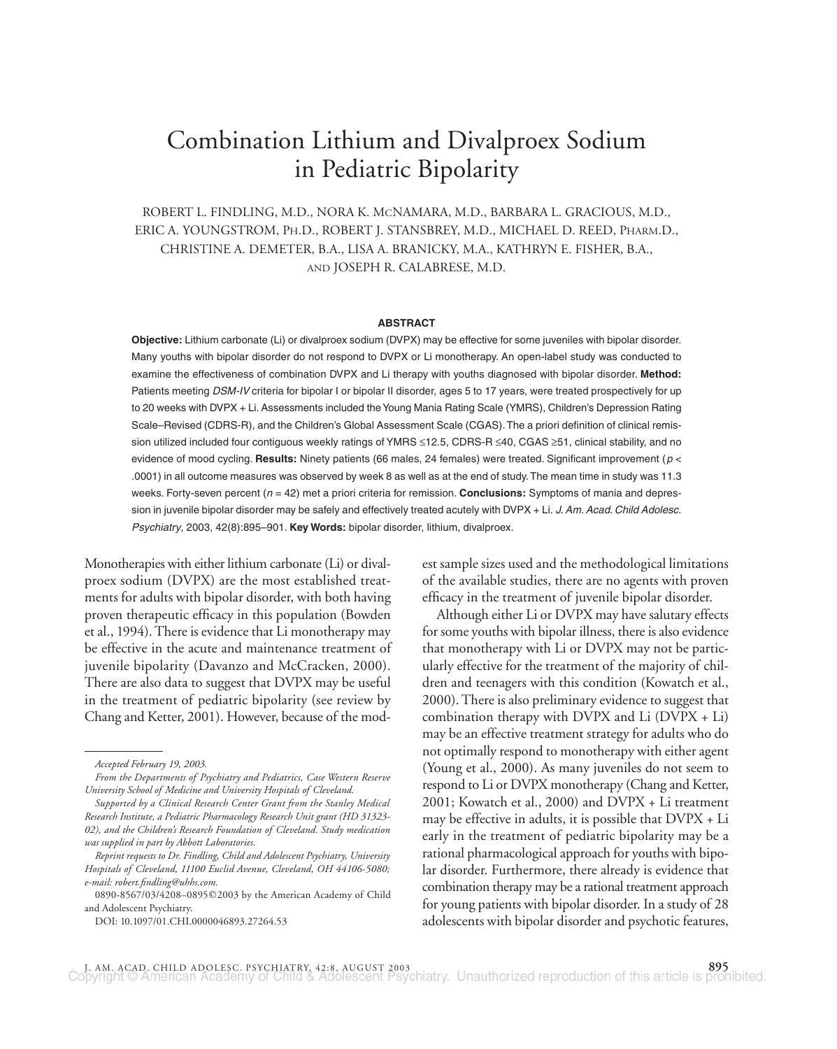# Combination Lithium and Divalproex Sodium in Pediatric Bipolarity

ROBERT L. FINDLING, M.D., NORA K. McNAMARA, M.D., BARBARA L. GRACIOUS, M.D., ERIC A. YOUNGSTROM, Ph.D., ROBERT J. STANSBREY, M.D., MICHAEL D. REED, Pharm.D., CHRISTINE A. DEMETER, B.A., LISA A. BRANICKY, M.A., KATHRYN E. FISHER, B.A., and JOSEPH R. CALABRESE, M.D.

## ABSTRACT

**Objective:** Lithium carbonate (Li) or divalproex sodium (DVPX) may be effective for some juveniles with bipolar disorder. Many youths with bipolar disorder do not respond to DVPX or Li monotherapy. An open-label study was conducted to examine the effectiveness of combination DVPX and Li therapy with youths diagnosed with bipolar disorder. **Method:** Patients meeting *DSM-IV* criteria for bipolar I or bipolar II disorder, ages 5 to 17 years, were treated prospectively for up to 20 weeks with DVPX + Li. Assessments included the Young Mania Rating Scale (YMRS), Children's Depression Rating Scale–Revised (CDRS-R), and the Children's Global Assessment Scale (CGAS). The a priori definition of clinical remission utilized included four contiguous weekly ratings of YMRS ≤12.5, CDRS-R ≤40, CGAS ≥51, clinical stability, and no evidence of mood cycling. **Results:** Ninety patients (66 males, 24 females) were treated. Significant improvement ($p < .0001$) in all outcome measures was observed by week 8 as well as at the end of study. The mean time in study was 11.3 weeks. Forty-seven percent ($n = 42$) met a priori criteria for remission. **Conclusions:** Symptoms of mania and depression in juvenile bipolar disorder may be safely and effectively treated acutely with DVPX + Li. *J. Am. Acad. Child Adolesc. Psychiatry*, 2003, 42(8):895–901. **Key Words:** bipolar disorder, lithium, divalproex.

Monotherapies with either lithium carbonate (Li) or divalproex sodium (DVPX) are the most established treatments for adults with bipolar disorder, with both having proven therapeutic efficacy in this population (Bowden et al., 1994). There is evidence that Li monotherapy may be effective in the acute and maintenance treatment of juvenile bipolarity (Davanzo and McCracken, 2000). There are also data to suggest that DVPX may be useful in the treatment of pediatric bipolarity (see review by Chang and Ketter, 2001). However, because of the modest sample sizes used and the methodological limitations of the available studies, there are no agents with proven efficacy in the treatment of juvenile bipolar disorder.

Although either Li or DVPX may have salutary effects for some youths with bipolar illness, there is also evidence that monotherapy with Li or DVPX may not be particularly effective for the treatment of the majority of children and teenagers with this condition (Kowatch et al., 2000). There is also preliminary evidence to suggest that combination therapy with DVPX and Li (DVPX + Li) may be an effective treatment strategy for adults who do not optimally respond to monotherapy with either agent (Young et al., 2000). As many juveniles do not seem to respond to Li or DVPX monotherapy (Chang and Ketter, 2001; Kowatch et al., 2000) and DVPX + Li treatment may be effective in adults, it is possible that DVPX + Li early in the treatment of pediatric bipolarity may be a rational pharmacological approach for youths with bipolar disorder. Furthermore, there already is evidence that combination therapy may be a rational treatment approach for young patients with bipolar disorder. In a study of 28 adolescents with bipolar disorder and psychotic features,

---

*Accepted February 19, 2003.*

*From the Departments of Psychiatry and Pediatrics, Case Western Reserve University School of Medicine and University Hospitals of Cleveland.*

*Supported by a Clinical Research Center Grant from the Stanley Medical Research Institute, a Pediatric Pharmacology Research Unit grant (HD 31323-02), and the Children's Research Foundation of Cleveland. Study medication was supplied in part by Abbott Laboratories.*

*Reprint requests to Dr. Findling, Child and Adolescent Psychiatry, University Hospitals of Cleveland, 11100 Euclid Avenue, Cleveland, OH 44106-5080; e-mail: robert.findling@uhhs.com.*

0890-8567/03/4208–0895©2003 by the American Academy of Child and Adolescent Psychiatry.

DOI: 10.1097/01.CHI.0000046893.27264.53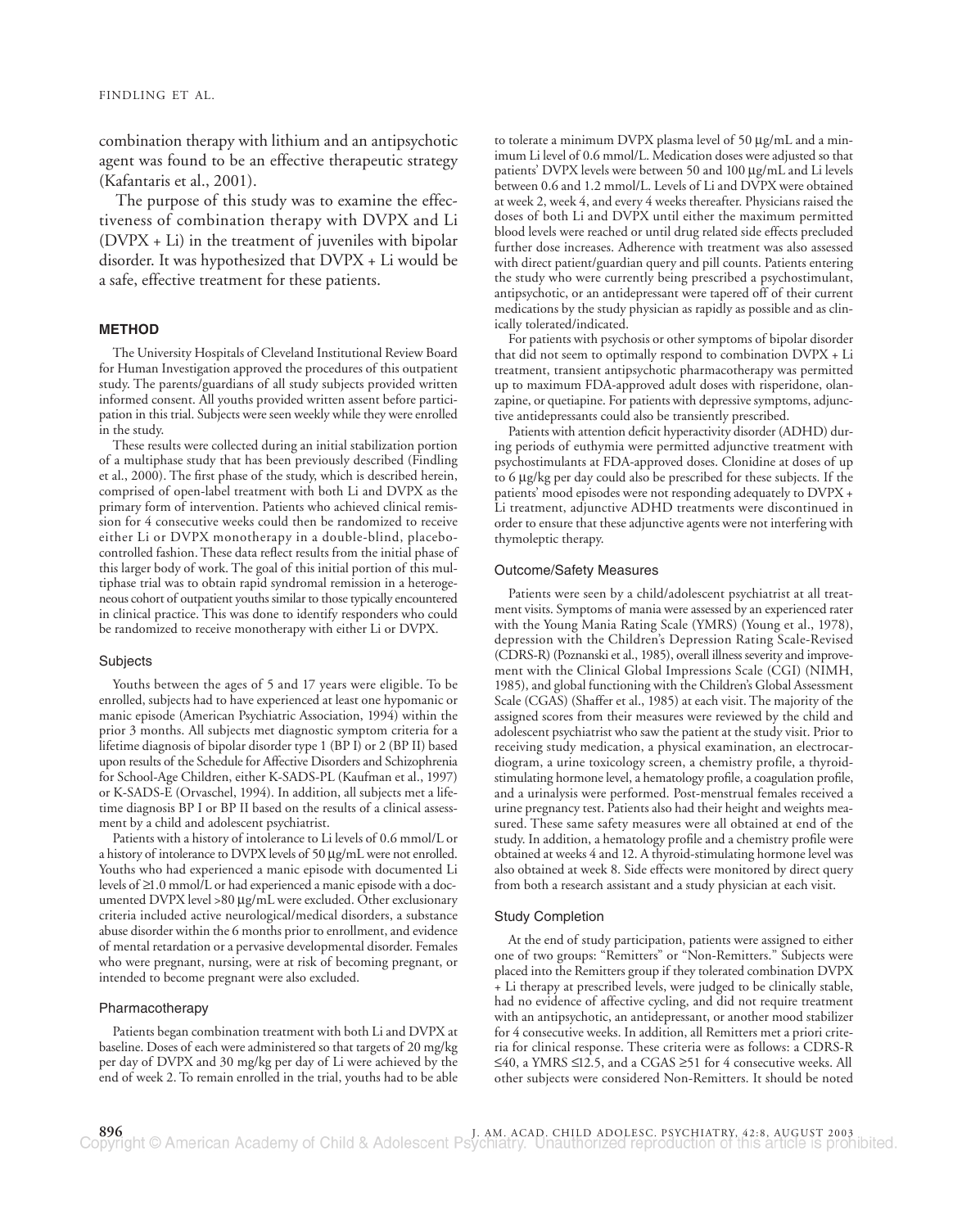combination therapy with lithium and an antipsychotic agent was found to be an effective therapeutic strategy (Kafantaris et al., 2001).

The purpose of this study was to examine the effectiveness of combination therapy with DVPX and Li (DVPX + Li) in the treatment of juveniles with bipolar disorder. It was hypothesized that DVPX + Li would be a safe, effective treatment for these patients.

## METHOD

The University Hospitals of Cleveland Institutional Review Board for Human Investigation approved the procedures of this outpatient study. The parents/guardians of all study subjects provided written informed consent. All youths provided written assent before participation in this trial. Subjects were seen weekly while they were enrolled in the study.

These results were collected during an initial stabilization portion of a multiphase study that has been previously described (Findling et al., 2000). The first phase of the study, which is described herein, comprised of open-label treatment with both Li and DVPX as the primary form of intervention. Patients who achieved clinical remission for 4 consecutive weeks could then be randomized to receive either Li or DVPX monotherapy in a double-blind, placebo-controlled fashion. These data reflect results from the initial phase of this larger body of work. The goal of this initial portion of this multiphase trial was to obtain rapid syndromal remission in a heterogeneous cohort of outpatient youths similar to those typically encountered in clinical practice. This was done to identify responders who could be randomized to receive monotherapy with either Li or DVPX.

### Subjects

Youths between the ages of 5 and 17 years were eligible. To be enrolled, subjects had to have experienced at least one hypomanic or manic episode (American Psychiatric Association, 1994) within the prior 3 months. All subjects met diagnostic symptom criteria for a lifetime diagnosis of bipolar disorder type 1 (BP I) or 2 (BP II) based upon results of the Schedule for Affective Disorders and Schizophrenia for School-Age Children, either K-SADS-PL (Kaufman et al., 1997) or K-SADS-E (Orvaschel, 1994). In addition, all subjects met a lifetime diagnosis BP I or BP II based on the results of a clinical assessment by a child and adolescent psychiatrist.

Patients with a history of intolerance to Li levels of 0.6 mmol/L or a history of intolerance to DVPX levels of 50 µg/mL were not enrolled. Youths who had experienced a manic episode with documented Li levels of ≥1.0 mmol/L or had experienced a manic episode with a documented DVPX level >80 µg/mL were excluded. Other exclusionary criteria included active neurological/medical disorders, a substance abuse disorder within the 6 months prior to enrollment, and evidence of mental retardation or a pervasive developmental disorder. Females who were pregnant, nursing, were at risk of becoming pregnant, or intended to become pregnant were also excluded.

### Pharmacotherapy

Patients began combination treatment with both Li and DVPX at baseline. Doses of each were administered so that targets of 20 mg/kg per day of DVPX and 30 mg/kg per day of Li were achieved by the end of week 2. To remain enrolled in the trial, youths had to be able to tolerate a minimum DVPX plasma level of 50 µg/mL and a minimum Li level of 0.6 mmol/L. Medication doses were adjusted so that patients' DVPX levels were between 50 and 100 µg/mL and Li levels between 0.6 and 1.2 mmol/L. Levels of Li and DVPX were obtained at week 2, week 4, and every 4 weeks thereafter. Physicians raised the doses of both Li and DVPX until either the maximum permitted blood levels were reached or until drug related side effects precluded further dose increases. Adherence with treatment was also assessed with direct patient/guardian query and pill counts. Patients entering the study who were currently being prescribed a psychostimulant, antipsychotic, or an antidepressant were tapered off of their current medications by the study physician as rapidly as possible and as clinically tolerated/indicated.

For patients with psychosis or other symptoms of bipolar disorder that did not seem to optimally respond to combination DVPX + Li treatment, transient antipsychotic pharmacotherapy was permitted up to maximum FDA-approved adult doses with risperidone, olanzapine, or quetiapine. For patients with depressive symptoms, adjunctive antidepressants could also be transiently prescribed.

Patients with attention deficit hyperactivity disorder (ADHD) during periods of euthymia were permitted adjunctive treatment with psychostimulants at FDA-approved doses. Clonidine at doses of up to 6 µg/kg per day could also be prescribed for these subjects. If the patients' mood episodes were not responding adequately to DVPX + Li treatment, adjunctive ADHD treatments were discontinued in order to ensure that these adjunctive agents were not interfering with thymoleptic therapy.

### Outcome/Safety Measures

Patients were seen by a child/adolescent psychiatrist at all treatment visits. Symptoms of mania were assessed by an experienced rater with the Young Mania Rating Scale (YMRS) (Young et al., 1978), depression with the Children's Depression Rating Scale-Revised (CDRS-R) (Poznanski et al., 1985), overall illness severity and improvement with the Clinical Global Impressions Scale (CGI) (NIMH, 1985), and global functioning with the Children's Global Assessment Scale (CGAS) (Shaffer et al., 1985) at each visit. The majority of the assigned scores from their measures were reviewed by the child and adolescent psychiatrist who saw the patient at the study visit. Prior to receiving study medication, a physical examination, an electrocardiogram, a urine toxicology screen, a chemistry profile, a thyroid-stimulating hormone level, a hematology profile, a coagulation profile, and a urinalysis were performed. Post-menstrual females received a urine pregnancy test. Patients also had their height and weights measured. These same safety measures were all obtained at end of the study. In addition, a hematology profile and a chemistry profile were obtained at weeks 4 and 12. A thyroid-stimulating hormone level was also obtained at week 8. Side effects were monitored by direct query from both a research assistant and a study physician at each visit.

### Study Completion

At the end of study participation, patients were assigned to either one of two groups: "Remitters" or "Non-Remitters." Subjects were placed into the Remitters group if they tolerated combination DVPX + Li therapy at prescribed levels, were judged to be clinically stable, had no evidence of affective cycling, and did not require treatment with an antipsychotic, an antidepressant, or another mood stabilizer for 4 consecutive weeks. In addition, all Remitters met a priori criteria for clinical response. These criteria were as follows: a CDRS-R ≤40, a YMRS ≤12.5, and a CGAS ≥51 for 4 consecutive weeks. All other subjects were considered Non-Remitters. It should be noted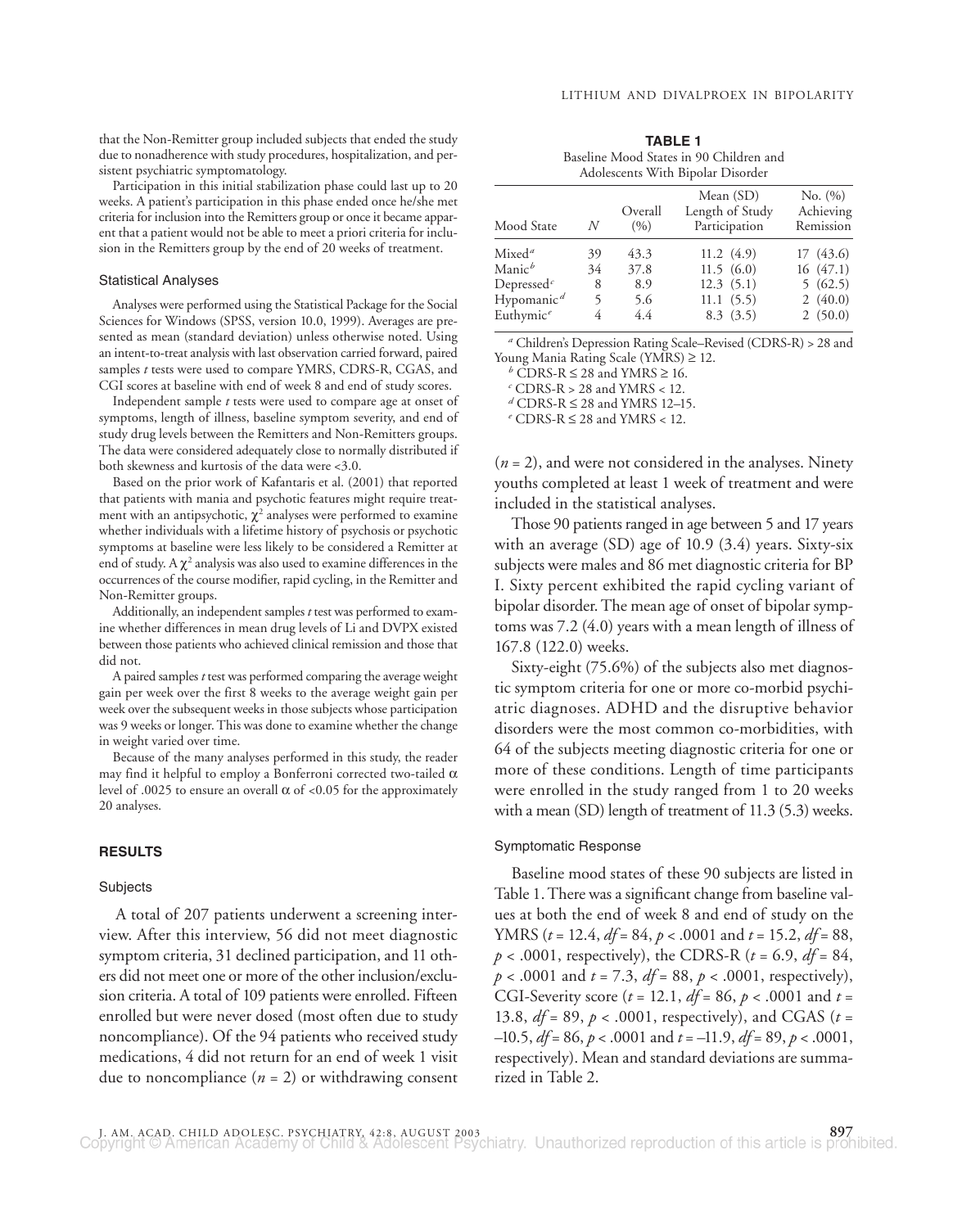that the Non-Remitter group included subjects that ended the study due to nonadherence with study procedures, hospitalization, and persistent psychiatric symptomatology.

Participation in this initial stabilization phase could last up to 20 weeks. A patient's participation in this phase ended once he/she met criteria for inclusion into the Remitters group or once it became apparent that a patient would not be able to meet a priori criteria for inclusion in the Remitters group by the end of 20 weeks of treatment.

### Statistical Analyses

Analyses were performed using the Statistical Package for the Social Sciences for Windows (SPSS, version 10.0, 1999). Averages are presented as mean (standard deviation) unless otherwise noted. Using an intent-to-treat analysis with last observation carried forward, paired samples *t* tests were used to compare YMRS, CDRS-R, CGAS, and CGI scores at baseline with end of week 8 and end of study scores.

Independent sample *t* tests were used to compare age at onset of symptoms, length of illness, baseline symptom severity, and end of study drug levels between the Remitters and Non-Remitters groups. The data were considered adequately close to normally distributed if both skewness and kurtosis of the data were <3.0.

Based on the prior work of Kafantaris et al. (2001) that reported that patients with mania and psychotic features might require treatment with an antipsychotic, $\chi^2$ analyses were performed to examine whether individuals with a lifetime history of psychosis or psychotic symptoms at baseline were less likely to be considered a Remitter at end of study. A $\chi^2$ analysis was also used to examine differences in the occurrences of the course modifier, rapid cycling, in the Remitter and Non-Remitter groups.

Additionally, an independent samples *t* test was performed to examine whether differences in mean drug levels of Li and DVPX existed between those patients who achieved clinical remission and those that did not.

A paired samples *t* test was performed comparing the average weight gain per week over the first 8 weeks to the average weight gain per week over the subsequent weeks in those subjects whose participation was 9 weeks or longer. This was done to examine whether the change in weight varied over time.

Because of the many analyses performed in this study, the reader may find it helpful to employ a Bonferroni corrected two-tailed $\alpha$ level of .0025 to ensure an overall $\alpha$ of <0.05 for the approximately 20 analyses.

## RESULTS

### Subjects

A total of 207 patients underwent a screening interview. After this interview, 56 did not meet diagnostic symptom criteria, 31 declined participation, and 11 others did not meet one or more of the other inclusion/exclusion criteria. A total of 109 patients were enrolled. Fifteen enrolled but were never dosed (most often due to study noncompliance). Of the 94 patients who received study medications, 4 did not return for an end of week 1 visit due to noncompliance ($n$ = 2) or withdrawing consent ($n$ = 2), and were not considered in the analyses. Ninety youths completed at least 1 week of treatment and were included in the statistical analyses.

Those 90 patients ranged in age between 5 and 17 years with an average (SD) age of 10.9 (3.4) years. Sixty-six subjects were males and 86 met diagnostic criteria for BP I. Sixty percent exhibited the rapid cycling variant of bipolar disorder. The mean age of onset of bipolar symptoms was 7.2 (4.0) years with a mean length of illness of 167.8 (122.0) weeks.

Sixty-eight (75.6%) of the subjects also met diagnostic symptom criteria for one or more co-morbid psychiatric diagnoses. ADHD and the disruptive behavior disorders were the most common co-morbidities, with 64 of the subjects meeting diagnostic criteria for one or more of these conditions. Length of time participants were enrolled in the study ranged from 1 to 20 weeks with a mean (SD) length of treatment of 11.3 (5.3) weeks.

**TABLE 1**
Baseline Mood States in 90 Children and Adolescents With Bipolar Disorder

| Mood State | $N$ | Overall (%) | Mean (SD) Length of Study Participation | No. (%) Achieving Remission |
|---|---|---|---|---|
| Mixed[a] | 39 | 43.3 | 11.2 (4.9) | 17 (43.6) |
| Manic[b] | 34 | 37.8 | 11.5 (6.0) | 16 (47.1) |
| Depressed[c] | 8 | 8.9 | 12.3 (5.1) | 5 (62.5) |
| Hypomanic[d] | 5 | 5.6 | 11.1 (5.5) | 2 (40.0) |
| Euthymic[e] | 4 | 4.4 | 8.3 (3.5) | 2 (50.0) |

[a] Children's Depression Rating Scale–Revised (CDRS-R) > 28 and Young Mania Rating Scale (YMRS) ≥ 12.
[b] CDRS-R ≤ 28 and YMRS ≥ 16.
[c] CDRS-R > 28 and YMRS < 12.
[d] CDRS-R ≤ 28 and YMRS 12–15.
[e] CDRS-R ≤ 28 and YMRS < 12.

### Symptomatic Response

Baseline mood states of these 90 subjects are listed in Table 1. There was a significant change from baseline values at both the end of week 8 and end of study on the YMRS ($t$ = 12.4, $df$ = 84, $p$ < .0001 and $t$ = 15.2, $df$ = 88, $p$ < .0001, respectively), the CDRS-R ($t$ = 6.9, $df$ = 84, $p$ < .0001 and $t$ = 7.3, $df$ = 88, $p$ < .0001, respectively), CGI-Severity score ($t$ = 12.1, $df$ = 86, $p$ < .0001 and $t$ = 13.8, $df$ = 89, $p$ < .0001, respectively), and CGAS ($t$ = –10.5, $df$ = 86, $p$ < .0001 and $t$ = –11.9, $df$ = 89, $p$ < .0001, respectively). Mean and standard deviations are summarized in Table 2.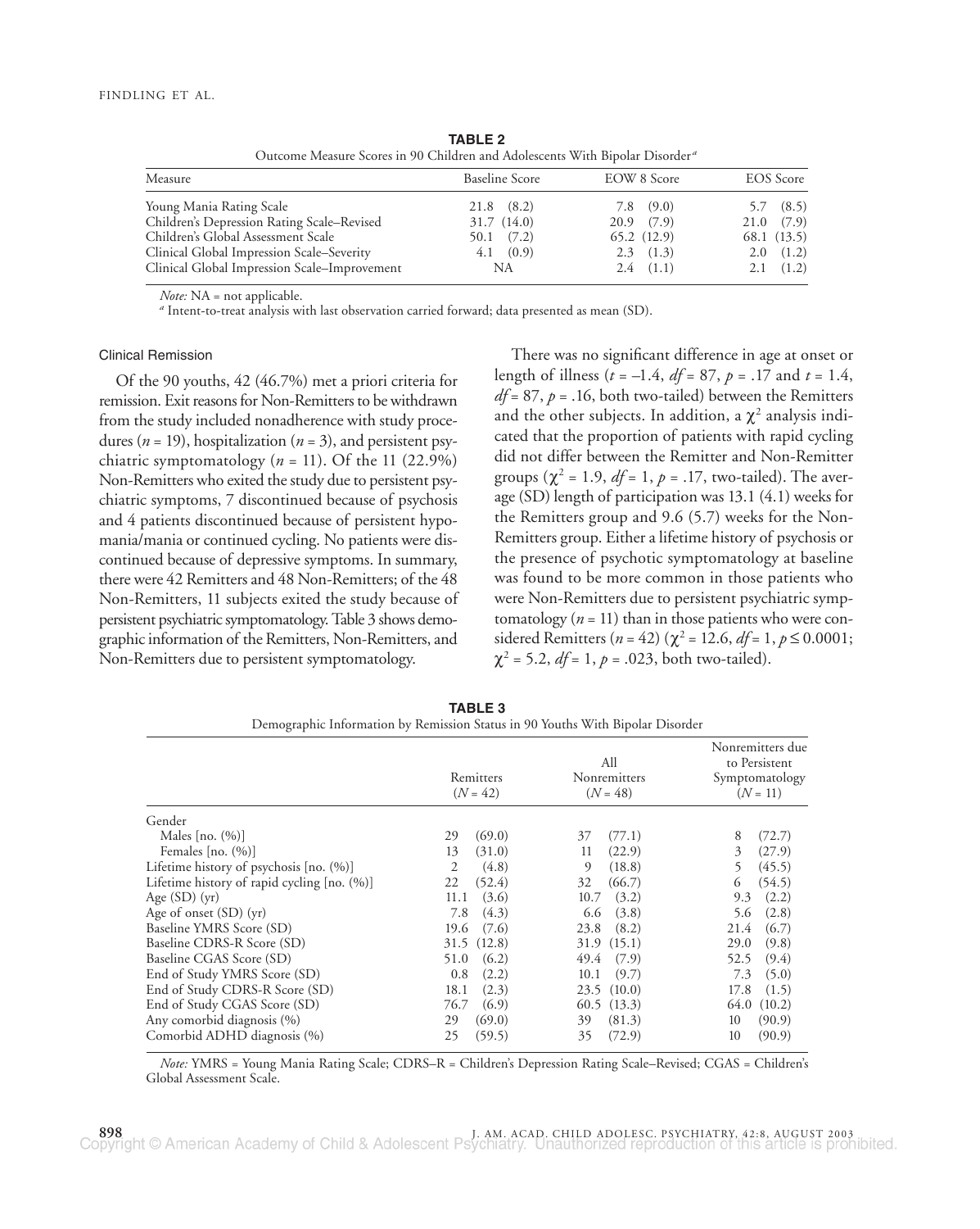**TABLE 2**
Outcome Measure Scores in 90 Children and Adolescents With Bipolar Disorder[a]

| Measure | Baseline Score | EOW 8 Score | EOS Score |
|---|---|---|---|
| Young Mania Rating Scale | 21.8 (8.2) | 7.8 (9.0) | 5.7 (8.5) |
| Children's Depression Rating Scale–Revised | 31.7 (14.0) | 20.9 (7.9) | 21.0 (7.9) |
| Children's Global Assessment Scale | 50.1 (7.2) | 65.2 (12.9) | 68.1 (13.5) |
| Clinical Global Impression Scale–Severity | 4.1 (0.9) | 2.3 (1.3) | 2.0 (1.2) |
| Clinical Global Impression Scale–Improvement | NA | 2.4 (1.1) | 2.1 (1.2) |

*Note:* NA = not applicable.
[a] Intent-to-treat analysis with last observation carried forward; data presented as mean (SD).

### Clinical Remission

Of the 90 youths, 42 (46.7%) met a priori criteria for remission. Exit reasons for Non-Remitters to be withdrawn from the study included nonadherence with study procedures ($n$ = 19), hospitalization ($n$ = 3), and persistent psychiatric symptomatology ($n$ = 11). Of the 11 (22.9%) Non-Remitters who exited the study due to persistent psychiatric symptoms, 7 discontinued because of psychosis and 4 patients discontinued because of persistent hypomania/mania or continued cycling. No patients were discontinued because of depressive symptoms. In summary, there were 42 Remitters and 48 Non-Remitters; of the 48 Non-Remitters, 11 subjects exited the study because of persistent psychiatric symptomatology. Table 3 shows demographic information of the Remitters, Non-Remitters, and Non-Remitters due to persistent symptomatology.

There was no significant difference in age at onset or length of illness ($t$ = –1.4, $df$ = 87, $p$ = .17 and $t$ = 1.4, $df$ = 87, $p$ = .16, both two-tailed) between the Remitters and the other subjects. In addition, a $\chi^2$ analysis indicated that the proportion of patients with rapid cycling did not differ between the Remitter and Non-Remitter groups ($\chi^2$ = 1.9, $df$ = 1, $p$ = .17, two-tailed). The average (SD) length of participation was 13.1 (4.1) weeks for the Remitters group and 9.6 (5.7) weeks for the Non-Remitters group. Either a lifetime history of psychosis or the presence of psychotic symptomatology at baseline was found to be more common in those patients who were Non-Remitters due to persistent psychiatric symptomatology ($n$ = 11) than in those patients who were considered Remitters ($n$ = 42) ($\chi^2$ = 12.6, $df$ = 1, $p \leq 0.0001$; $\chi^2$ = 5.2, $df$ = 1, $p$ = .023, both two-tailed).

**TABLE 3**
Demographic Information by Remission Status in 90 Youths With Bipolar Disorder

| | Remitters ($N$ = 42) | All Nonremitters ($N$ = 48) | Nonremitters due to Persistent Symptomatology ($N$ = 11) |
|---|---|---|---|
| Gender | | | |
| Males [no. (%)] | 29 (69.0) | 37 (77.1) | 8 (72.7) |
| Females [no. (%)] | 13 (31.0) | 11 (22.9) | 3 (27.9) |
| Lifetime history of psychosis [no. (%)] | 2 (4.8) | 9 (18.8) | 5 (45.5) |
| Lifetime history of rapid cycling [no. (%)] | 22 (52.4) | 32 (66.7) | 6 (54.5) |
| Age (SD) (yr) | 11.1 (3.6) | 10.7 (3.2) | 9.3 (2.2) |
| Age of onset (SD) (yr) | 7.8 (4.3) | 6.6 (3.8) | 5.6 (2.8) |
| Baseline YMRS Score (SD) | 19.6 (7.6) | 23.8 (8.2) | 21.4 (6.7) |
| Baseline CDRS-R Score (SD) | 31.5 (12.8) | 31.9 (15.1) | 29.0 (9.8) |
| Baseline CGAS Score (SD) | 51.0 (6.2) | 49.4 (7.9) | 52.5 (9.4) |
| End of Study YMRS Score (SD) | 0.8 (2.2) | 10.1 (9.7) | 7.3 (5.0) |
| End of Study CDRS-R Score (SD) | 18.1 (2.3) | 23.5 (10.0) | 17.8 (1.5) |
| End of Study CGAS Score (SD) | 76.7 (6.9) | 60.5 (13.3) | 64.0 (10.2) |
| Any comorbid diagnosis (%) | 29 (69.0) | 39 (81.3) | 10 (90.9) |
| Comorbid ADHD diagnosis (%) | 25 (59.5) | 35 (72.9) | 10 (90.9) |

*Note:* YMRS = Young Mania Rating Scale; CDRS–R = Children's Depression Rating Scale–Revised; CGAS = Children's Global Assessment Scale.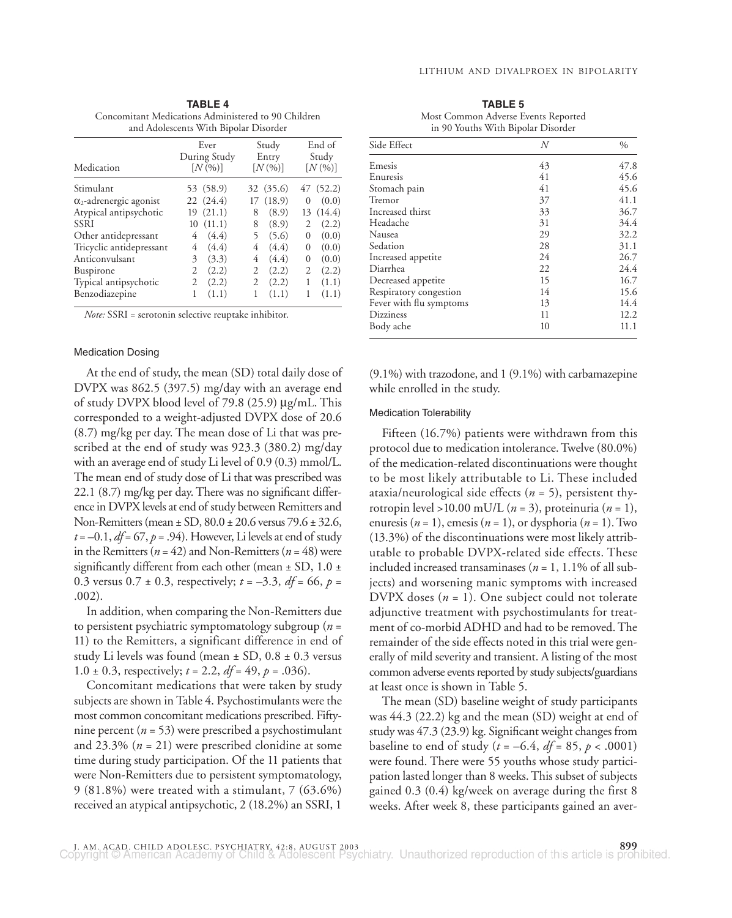**TABLE 4**
Concomitant Medications Administered to 90 Children and Adolescents With Bipolar Disorder

| Medication | Ever During Study [N (%)] | Study Entry [N (%)] | End of Study [N (%)] |
|---|---|---|---|
| Stimulant | 53 (58.9) | 32 (35.6) | 47 (52.2) |
| $\alpha_2$-adrenergic agonist | 22 (24.4) | 17 (18.9) | 0 (0.0) |
| Atypical antipsychotic | 19 (21.1) | 8 (8.9) | 13 (14.4) |
| SSRI | 10 (11.1) | 8 (8.9) | 2 (2.2) |
| Other antidepressant | 4 (4.4) | 5 (5.6) | 0 (0.0) |
| Tricyclic antidepressant | 4 (4.4) | 4 (4.4) | 0 (0.0) |
| Anticonvulsant | 3 (3.3) | 4 (4.4) | 0 (0.0) |
| Buspirone | 2 (2.2) | 2 (2.2) | 2 (2.2) |
| Typical antipsychotic | 2 (2.2) | 2 (2.2) | 1 (1.1) |
| Benzodiazepine | 1 (1.1) | 1 (1.1) | 1 (1.1) |

*Note:* SSRI = serotonin selective reuptake inhibitor.

**TABLE 5**
Most Common Adverse Events Reported in 90 Youths With Bipolar Disorder

| Side Effect | N | % |
|---|---|---|
| Emesis | 43 | 47.8 |
| Enuresis | 41 | 45.6 |
| Stomach pain | 41 | 45.6 |
| Tremor | 37 | 41.1 |
| Increased thirst | 33 | 36.7 |
| Headache | 31 | 34.4 |
| Nausea | 29 | 32.2 |
| Sedation | 28 | 31.1 |
| Increased appetite | 24 | 26.7 |
| Diarrhea | 22 | 24.4 |
| Decreased appetite | 15 | 16.7 |
| Respiratory congestion | 14 | 15.6 |
| Fever with flu symptoms | 13 | 14.4 |
| Dizziness | 11 | 12.2 |
| Body ache | 10 | 11.1 |

### Medication Dosing

At the end of study, the mean (SD) total daily dose of DVPX was 862.5 (397.5) mg/day with an average end of study DVPX blood level of 79.8 (25.9) µg/mL. This corresponded to a weight-adjusted DVPX dose of 20.6 (8.7) mg/kg per day. The mean dose of Li that was prescribed at the end of study was 923.3 (380.2) mg/day with an average end of study Li level of 0.9 (0.3) mmol/L. The mean end of study dose of Li that was prescribed was 22.1 (8.7) mg/kg per day. There was no significant difference in DVPX levels at end of study between Remitters and Non-Remitters (mean ± SD, 80.0 ± 20.6 versus 79.6 ± 32.6, $t = -0.1$, $df = 67$, $p = .94$). However, Li levels at end of study in the Remitters ($n = 42$) and Non-Remitters ($n = 48$) were significantly different from each other (mean ± SD, 1.0 ± 0.3 versus 0.7 ± 0.3, respectively; $t = -3.3$, $df = 66$, $p = .002$).

In addition, when comparing the Non-Remitters due to persistent psychiatric symptomatology subgroup ($n = 11$) to the Remitters, a significant difference in end of study Li levels was found (mean ± SD, 0.8 ± 0.3 versus 1.0 ± 0.3, respectively; $t = 2.2$, $df = 49$, $p = .036$).

Concomitant medications that were taken by study subjects are shown in Table 4. Psychostimulants were the most common concomitant medications prescribed. Fifty-nine percent ($n = 53$) were prescribed a psychostimulant and 23.3% ($n = 21$) were prescribed clonidine at some time during study participation. Of the 11 patients that were Non-Remitters due to persistent symptomatology, 9 (81.8%) were treated with a stimulant, 7 (63.6%) received an atypical antipsychotic, 2 (18.2%) an SSRI, 1 (9.1%) with trazodone, and 1 (9.1%) with carbamazepine while enrolled in the study.

### Medication Tolerability

Fifteen (16.7%) patients were withdrawn from this protocol due to medication intolerance. Twelve (80.0%) of the medication-related discontinuations were thought to be most likely attributable to Li. These included ataxia/neurological side effects ($n = 5$), persistent thyrotropin level >10.00 mU/L ($n = 3$), proteinuria ($n = 1$), enuresis ($n = 1$), emesis ($n = 1$), or dysphoria ($n = 1$). Two (13.3%) of the discontinuations were most likely attributable to probable DVPX-related side effects. These included increased transaminases ($n = 1$, 1.1% of all subjects) and worsening manic symptoms with increased DVPX doses ($n = 1$). One subject could not tolerate adjunctive treatment with psychostimulants for treatment of co-morbid ADHD and had to be removed. The remainder of the side effects noted in this trial were generally of mild severity and transient. A listing of the most common adverse events reported by study subjects/guardians at least once is shown in Table 5.

The mean (SD) baseline weight of study participants was 44.3 (22.2) kg and the mean (SD) weight at end of study was 47.3 (23.9) kg. Significant weight changes from baseline to end of study ($t = -6.4$, $df = 85$, $p < .0001$) were found. There were 55 youths whose study participation lasted longer than 8 weeks. This subset of subjects gained 0.3 (0.4) kg/week on average during the first 8 weeks. After week 8, these participants gained an aver-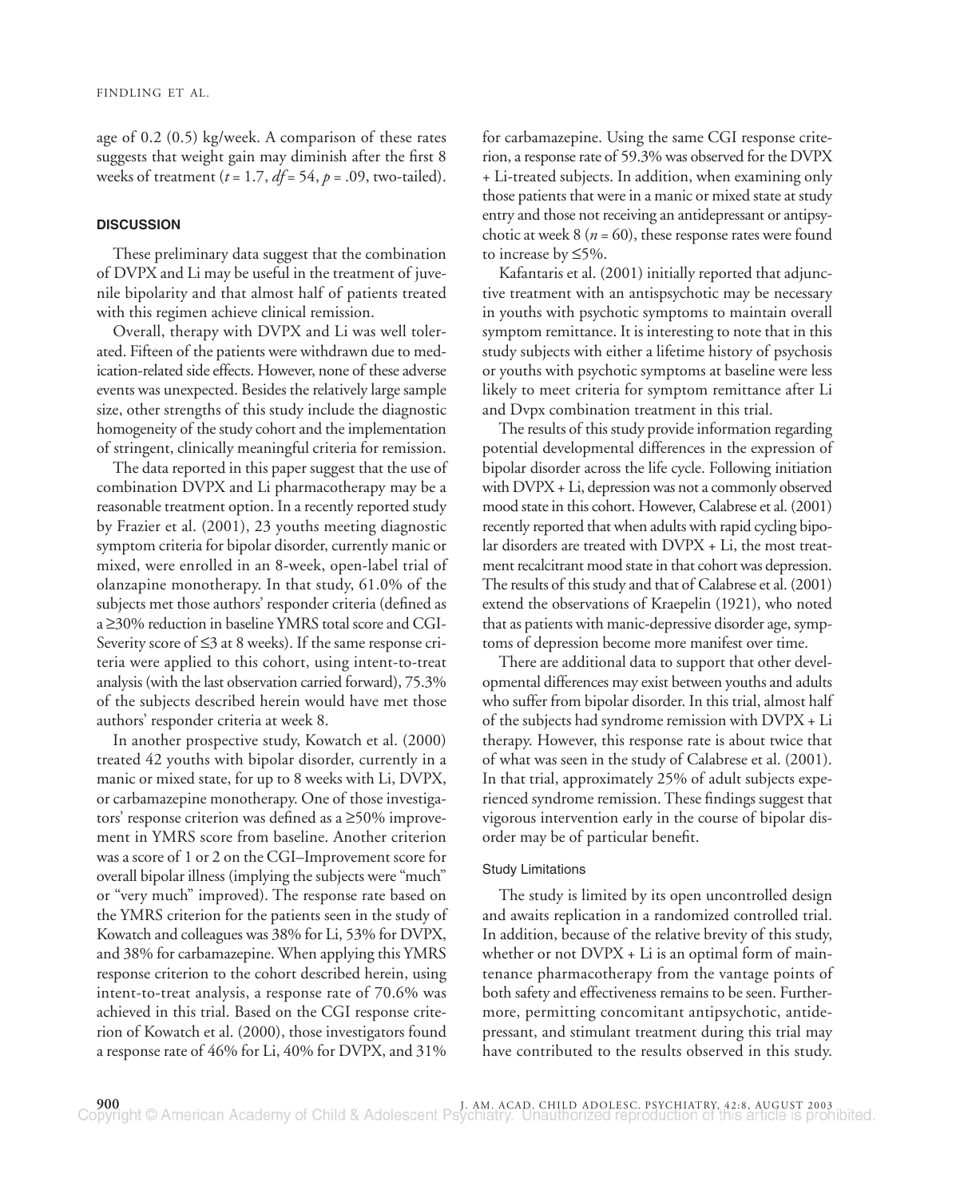age of 0.2 (0.5) kg/week. A comparison of these rates suggests that weight gain may diminish after the first 8 weeks of treatment ($t = 1.7$, $df = 54$, $p = .09$, two-tailed).

## DISCUSSION

These preliminary data suggest that the combination of DVPX and Li may be useful in the treatment of juvenile bipolarity and that almost half of patients treated with this regimen achieve clinical remission.

Overall, therapy with DVPX and Li was well tolerated. Fifteen of the patients were withdrawn due to medication-related side effects. However, none of these adverse events was unexpected. Besides the relatively large sample size, other strengths of this study include the diagnostic homogeneity of the study cohort and the implementation of stringent, clinically meaningful criteria for remission.

The data reported in this paper suggest that the use of combination DVPX and Li pharmacotherapy may be a reasonable treatment option. In a recently reported study by Frazier et al. (2001), 23 youths meeting diagnostic symptom criteria for bipolar disorder, currently manic or mixed, were enrolled in an 8-week, open-label trial of olanzapine monotherapy. In that study, 61.0% of the subjects met those authors' responder criteria (defined as a ≥30% reduction in baseline YMRS total score and CGI-Severity score of ≤3 at 8 weeks). If the same response criteria were applied to this cohort, using intent-to-treat analysis (with the last observation carried forward), 75.3% of the subjects described herein would have met those authors' responder criteria at week 8.

In another prospective study, Kowatch et al. (2000) treated 42 youths with bipolar disorder, currently in a manic or mixed state, for up to 8 weeks with Li, DVPX, or carbamazepine monotherapy. One of those investigators' response criterion was defined as a ≥50% improvement in YMRS score from baseline. Another criterion was a score of 1 or 2 on the CGI–Improvement score for overall bipolar illness (implying the subjects were "much" or "very much" improved). The response rate based on the YMRS criterion for the patients seen in the study of Kowatch and colleagues was 38% for Li, 53% for DVPX, and 38% for carbamazepine. When applying this YMRS response criterion to the cohort described herein, using intent-to-treat analysis, a response rate of 70.6% was achieved in this trial. Based on the CGI response criterion of Kowatch et al. (2000), those investigators found a response rate of 46% for Li, 40% for DVPX, and 31% for carbamazepine. Using the same CGI response criterion, a response rate of 59.3% was observed for the DVPX + Li-treated subjects. In addition, when examining only those patients that were in a manic or mixed state at study entry and those not receiving an antidepressant or antipsychotic at week 8 ($n = 60$), these response rates were found to increase by ≤5%.

Kafantaris et al. (2001) initially reported that adjunctive treatment with an antispsychotic may be necessary in youths with psychotic symptoms to maintain overall symptom remittance. It is interesting to note that in this study subjects with either a lifetime history of psychosis or youths with psychotic symptoms at baseline were less likely to meet criteria for symptom remittance after Li and Dvpx combination treatment in this trial.

The results of this study provide information regarding potential developmental differences in the expression of bipolar disorder across the life cycle. Following initiation with DVPX + Li, depression was not a commonly observed mood state in this cohort. However, Calabrese et al. (2001) recently reported that when adults with rapid cycling bipolar disorders are treated with DVPX + Li, the most treatment recalcitrant mood state in that cohort was depression. The results of this study and that of Calabrese et al. (2001) extend the observations of Kraepelin (1921), who noted that as patients with manic-depressive disorder age, symptoms of depression become more manifest over time.

There are additional data to support that other developmental differences may exist between youths and adults who suffer from bipolar disorder. In this trial, almost half of the subjects had syndrome remission with DVPX + Li therapy. However, this response rate is about twice that of what was seen in the study of Calabrese et al. (2001). In that trial, approximately 25% of adult subjects experienced syndrome remission. These findings suggest that vigorous intervention early in the course of bipolar disorder may be of particular benefit.

### Study Limitations

The study is limited by its open uncontrolled design and awaits replication in a randomized controlled trial. In addition, because of the relative brevity of this study, whether or not DVPX + Li is an optimal form of maintenance pharmacotherapy from the vantage points of both safety and effectiveness remains to be seen. Furthermore, permitting concomitant antipsychotic, antidepressant, and stimulant treatment during this trial may have contributed to the results observed in this study.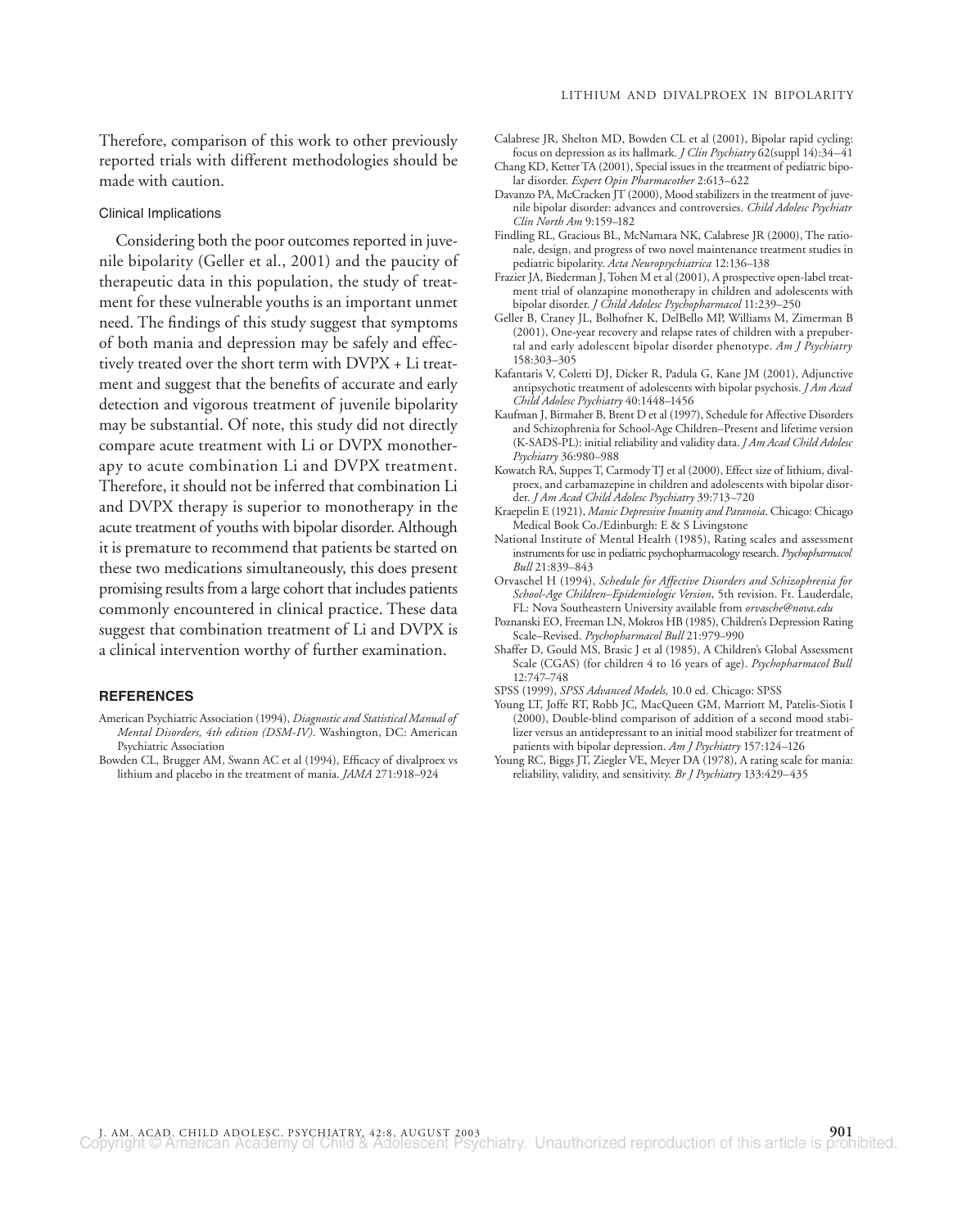Therefore, comparison of this work to other previously reported trials with different methodologies should be made with caution.

### Clinical Implications

Considering both the poor outcomes reported in juvenile bipolarity (Geller et al., 2001) and the paucity of therapeutic data in this population, the study of treatment for these vulnerable youths is an important unmet need. The findings of this study suggest that symptoms of both mania and depression may be safely and effectively treated over the short term with DVPX + Li treatment and suggest that the benefits of accurate and early detection and vigorous treatment of juvenile bipolarity may be substantial. Of note, this study did not directly compare acute treatment with Li or DVPX monotherapy to acute combination Li and DVPX treatment. Therefore, it should not be inferred that combination Li and DVPX therapy is superior to monotherapy in the acute treatment of youths with bipolar disorder. Although it is premature to recommend that patients be started on these two medications simultaneously, this does present promising results from a large cohort that includes patients commonly encountered in clinical practice. These data suggest that combination treatment of Li and DVPX is a clinical intervention worthy of further examination.

## REFERENCES

American Psychiatric Association (1994), *Diagnostic and Statistical Manual of Mental Disorders, 4th edition (DSM-IV)*. Washington, DC: American Psychiatric Association

Bowden CL, Brugger AM, Swann AC et al (1994), Efficacy of divalproex vs lithium and placebo in the treatment of mania. *JAMA* 271:918–924

Calabrese JR, Shelton MD, Bowden CL et al (2001), Bipolar rapid cycling: focus on depression as its hallmark. *J Clin Psychiatry* 62(suppl 14):34–41

Chang KD, Ketter TA (2001), Special issues in the treatment of pediatric bipolar disorder. *Expert Opin Pharmacother* 2:613–622

Davanzo PA, McCracken JT (2000), Mood stabilizers in the treatment of juvenile bipolar disorder: advances and controversies. *Child Adolesc Psychiatr Clin North Am* 9:159–182

Findling RL, Gracious BL, McNamara NK, Calabrese JR (2000), The rationale, design, and progress of two novel maintenance treatment studies in pediatric bipolarity. *Acta Neuropsychiatrica* 12:136–138

Frazier JA, Biederman J, Tohen M et al (2001), A prospective open-label treatment trial of olanzapine monotherapy in children and adolescents with bipolar disorder. *J Child Adolesc Psychopharmacol* 11:239–250

Geller B, Craney JL, Bolhofner K, DelBello MP, Williams M, Zimerman B (2001), One-year recovery and relapse rates of children with a prepubertal and early adolescent bipolar disorder phenotype. *Am J Psychiatry* 158:303–305

Kafantaris V, Coletti DJ, Dicker R, Padula G, Kane JM (2001), Adjunctive antipsychotic treatment of adolescents with bipolar psychosis. *J Am Acad Child Adolesc Psychiatry* 40:1448–1456

Kaufman J, Birmaher B, Brent D et al (1997), Schedule for Affective Disorders and Schizophrenia for School-Age Children–Present and lifetime version (K-SADS-PL): initial reliability and validity data. *J Am Acad Child Adolesc Psychiatry* 36:980–988

Kowatch RA, Suppes T, Carmody TJ et al (2000), Effect size of lithium, divalproex, and carbamazepine in children and adolescents with bipolar disorder. *J Am Acad Child Adolesc Psychiatry* 39:713–720

Kraepelin E (1921), *Manic Depressive Insanity and Paranoia*. Chicago: Chicago Medical Book Co./Edinburgh: E & S Livingstone

National Institute of Mental Health (1985), Rating scales and assessment instruments for use in pediatric psychopharmacology research. *Psychopharmacol Bull* 21:839–843

Orvaschel H (1994), *Schedule for Affective Disorders and Schizophrenia for School-Age Children–Epidemiologic Version*, 5th revision. Ft. Lauderdale, FL: Nova Southeastern University available from *orvasche@nova.edu*

Poznanski EO, Freeman LN, Mokros HB (1985), Children's Depression Rating Scale–Revised. *Psychopharmacol Bull* 21:979–990

Shaffer D, Gould MS, Brasic J et al (1985), A Children's Global Assessment Scale (CGAS) (for children 4 to 16 years of age). *Psychopharmacol Bull* 12:747–748

SPSS (1999), *SPSS Advanced Models,* 10.0 ed. Chicago: SPSS

Young LT, Joffe RT, Robb JC, MacQueen GM, Marriott M, Patelis-Siotis I (2000), Double-blind comparison of addition of a second mood stabilizer versus an antidepressant to an initial mood stabilizer for treatment of patients with bipolar depression. *Am J Psychiatry* 157:124–126

Young RC, Biggs JT, Ziegler VE, Meyer DA (1978), A rating scale for mania: reliability, validity, and sensitivity. *Br J Psychiatry* 133:429–435